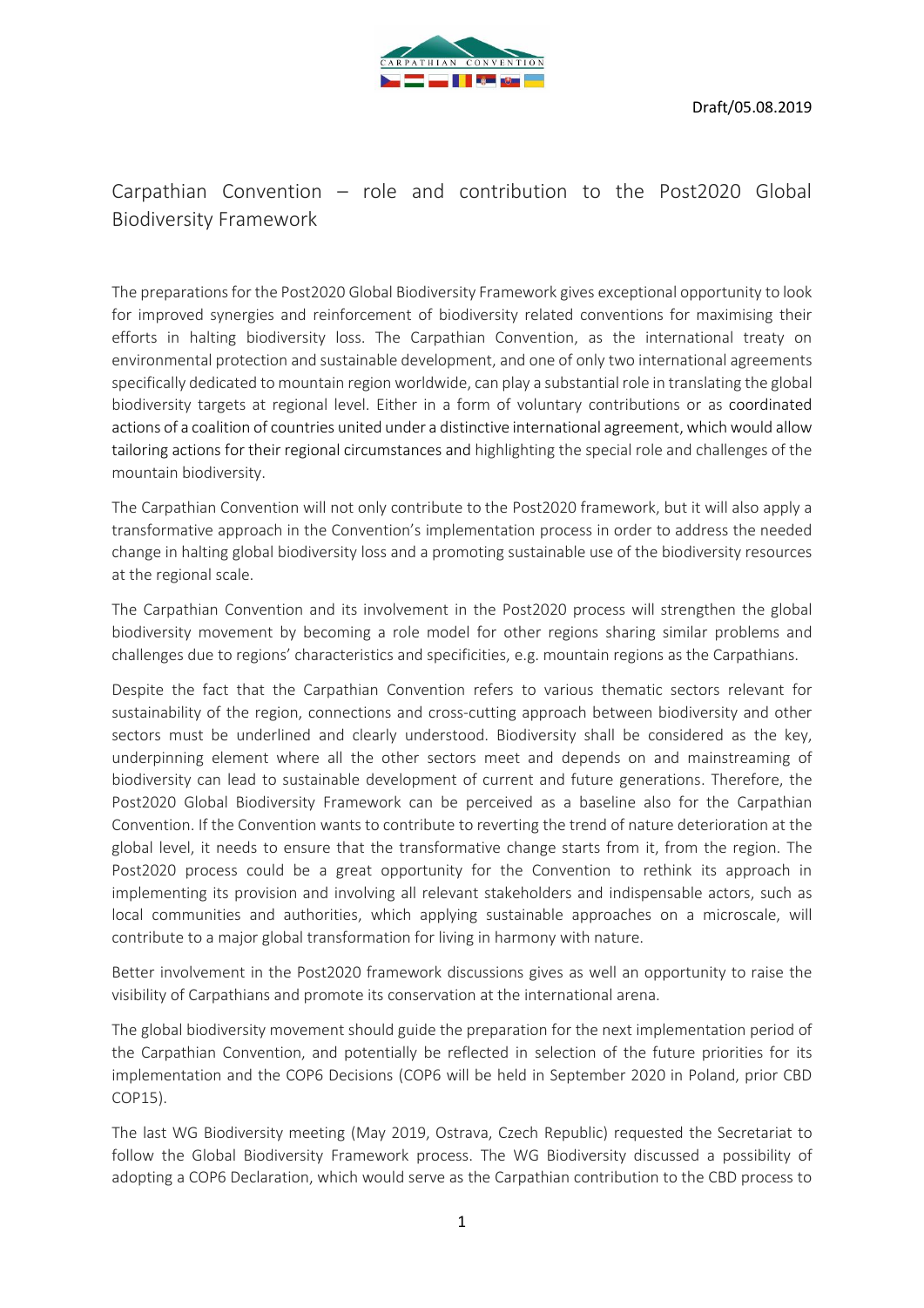Draft/05.08.2019

# Carpathian Convention – role and contribution to the Post2020 Global Biodiversity Framework

The preparations for the Post2020 Global Biodiversity Framework gives exceptional opportunity to look for improved synergies and reinforcement of biodiversity related conventions for maximising their efforts in halting biodiversity loss. The Carpathian Convention, as the international treaty on environmental protection and sustainable development, and one of only two international agreements specifically dedicated to mountain region worldwide, can play a substantial role in translating the global biodiversity targets at regional level. Either in a form of voluntary contributions or as coordinated actions of a coalition of countries united under a distinctive international agreement, which would allow tailoring actions for their regional circumstances and highlighting the special role and challenges of the mountain biodiversity.

The Carpathian Convention will not only contribute to the Post2020 framework, but it will also apply a transformative approach in the Convention's implementation process in order to address the needed change in halting global biodiversity loss and a promoting sustainable use of the biodiversity resources at the regional scale.

The Carpathian Convention and its involvement in the Post2020 process will strengthen the global biodiversity movement by becoming a role model for other regions sharing similar problems and challenges due to regions' characteristics and specificities, e.g. mountain regions as the Carpathians.

Despite the fact that the Carpathian Convention refers to various thematic sectors relevant for sustainability of the region, connections and cross-cutting approach between biodiversity and other sectors must be underlined and clearly understood. Biodiversity shall be considered as the key, underpinning element where all the other sectors meet and depends on and mainstreaming of biodiversity can lead to sustainable development of current and future generations. Therefore, the Post2020 Global Biodiversity Framework can be perceived as a baseline also for the Carpathian Convention. If the Convention wants to contribute to reverting the trend of nature deterioration at the global level, it needs to ensure that the transformative change starts from it, from the region. The Post2020 process could be a great opportunity for the Convention to rethink its approach in implementing its provision and involving all relevant stakeholders and indispensable actors, such as local communities and authorities, which applying sustainable approaches on a microscale, will contribute to a major global transformation for living in harmony with nature.

Better involvement in the Post2020 framework discussions gives as well an opportunity to raise the visibility of Carpathians and promote its conservation at the international arena.

The global biodiversity movement should guide the preparation for the next implementation period of the Carpathian Convention, and potentially be reflected in selection of the future priorities for its implementation and the COP6 Decisions (COP6 will be held in September 2020 in Poland, prior CBD COP15).

The last WG Biodiversity meeting (May 2019, Ostrava, Czech Republic) requested the Secretariat to follow the Global Biodiversity Framework process. The WG Biodiversity discussed a possibility of adopting a COP6 Declaration, which would serve as the Carpathian contribution to the CBD process to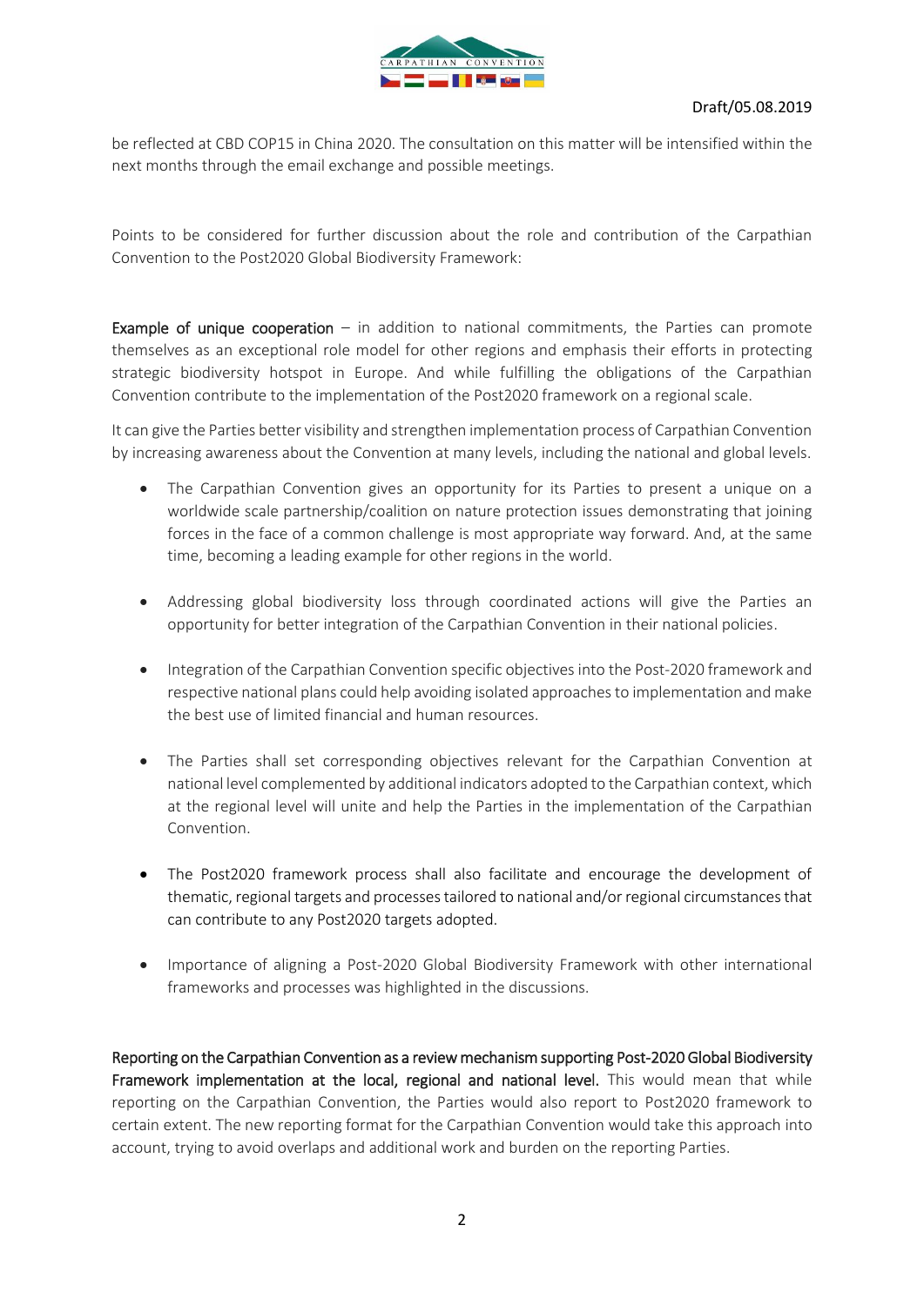be reflected at CBD COP15 in China 2020. The consultation on this matter will be intensified within the next months through the email exchange and possible meetings.

Points to be considered for further discussion about the role and contribution of the Carpathian Convention to the Post2020 Global Biodiversity Framework:

**Example of unique cooperation** – in addition to national commitments, the Parties can promote themselves as an exceptional role model for other regions and emphasis their efforts in protecting strategic biodiversity hotspot in Europe. And while fulfilling the obligations of the Carpathian Convention contribute to the implementation of the Post2020 framework on a regional scale.

It can give the Parties better visibility and strengthen implementation process of Carpathian Convention by increasing awareness about the Convention at many levels, including the national and global levels.

- The Carpathian Convention gives an opportunity for its Parties to present a unique on a worldwide scale partnership/coalition on nature protection issues demonstrating that joining forces in the face of a common challenge is most appropriate way forward. And, at the same time, becoming a leading example for other regions in the world.
- Addressing global biodiversity loss through coordinated actions will give the Parties an opportunity for better integration of the Carpathian Convention in their national policies.
- Integration of the Carpathian Convention specific objectives into the Post-2020 framework and respective national plans could help avoiding isolated approaches to implementation and make the best use of limited financial and human resources.
- The Parties shall set corresponding objectives relevant for the Carpathian Convention at national level complemented by additional indicators adopted to the Carpathian context, which at the regional level will unite and help the Parties in the implementation of the Carpathian Convention.
- The Post2020 framework process shall also facilitate and encourage the development of thematic, regional targets and processes tailored to national and/or regional circumstances that can contribute to any Post2020 targets adopted.
- Importance of aligning a Post-2020 Global Biodiversity Framework with other international frameworks and processes was highlighted in the discussions.

**Reporting on the Carpathian Convention as a review mechanism supporting Post-2020 Global Biodiversity Framework implementation at the local, regional and national level.** This would mean that while reporting on the Carpathian Convention, the Parties would also report to Post2020 framework to certain extent. The new reporting format for the Carpathian Convention would take this approach into account, trying to avoid overlaps and additional work and burden on the reporting Parties.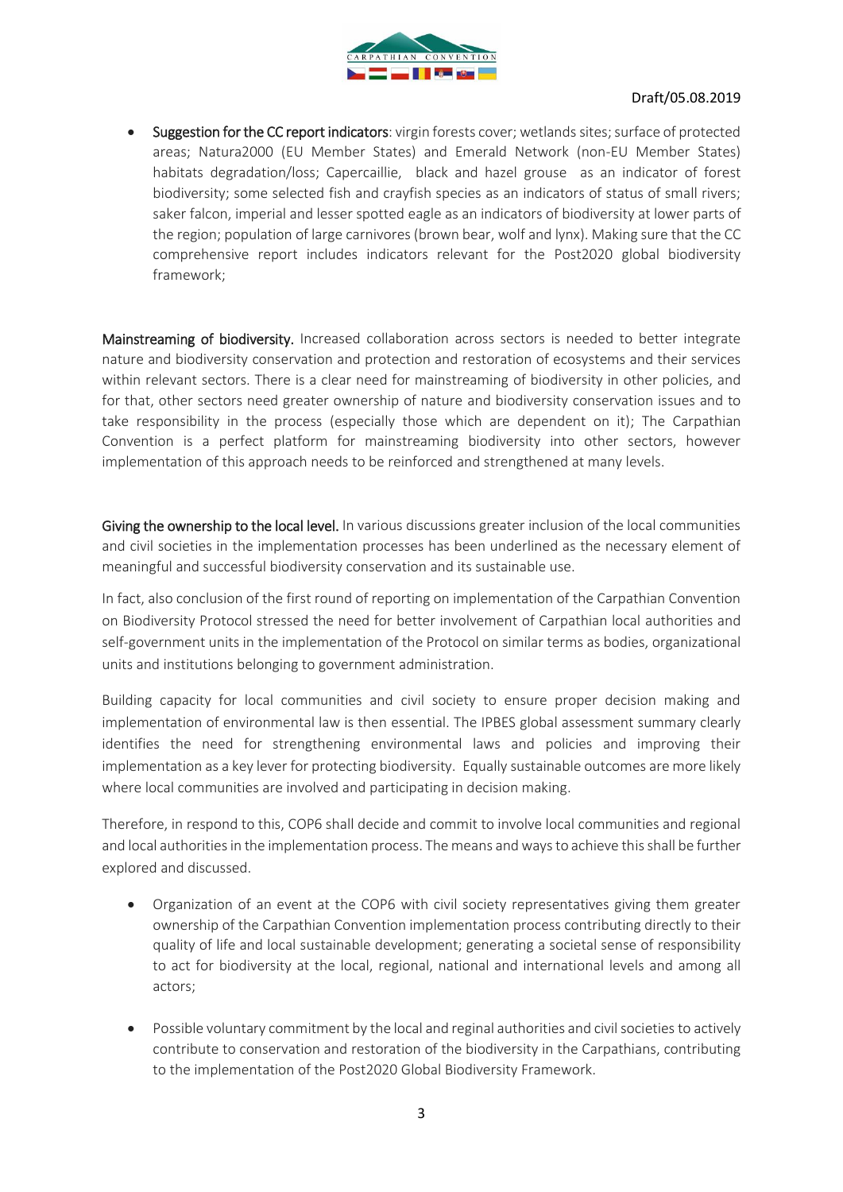- **Suggestion for the CC report indicators**: virgin forests cover; wetlands sites; surface of protected areas; Natura2000 (EU Member States) and Emerald Network (non-EU Member States) habitats degradation/loss; Capercaillie, black and hazel grouse as an indicator of forest biodiversity; some selected fish and crayfish species as an indicators of status of small rivers; saker falcon, imperial and lesser spotted eagle as an indicators of biodiversity at lower parts of the region; population of large carnivores (brown bear, wolf and lynx). Making sure that the CC comprehensive report includes indicators relevant for the Post2020 global biodiversity framework;

**Mainstreaming of biodiversity.** Increased collaboration across sectors is needed to better integrate nature and biodiversity conservation and protection and restoration of ecosystems and their services within relevant sectors. There is a clear need for mainstreaming of biodiversity in other policies, and for that, other sectors need greater ownership of nature and biodiversity conservation issues and to take responsibility in the process (especially those which are dependent on it); The Carpathian Convention is a perfect platform for mainstreaming biodiversity into other sectors, however implementation of this approach needs to be reinforced and strengthened at many levels.

**Giving the ownership to the local level.** In various discussions greater inclusion of the local communities and civil societies in the implementation processes has been underlined as the necessary element of meaningful and successful biodiversity conservation and its sustainable use.

In fact, also conclusion of the first round of reporting on implementation of the Carpathian Convention on Biodiversity Protocol stressed the need for better involvement of Carpathian local authorities and self-government units in the implementation of the Protocol on similar terms as bodies, organizational units and institutions belonging to government administration.

Building capacity for local communities and civil society to ensure proper decision making and implementation of environmental law is then essential. The IPBES global assessment summary clearly identifies the need for strengthening environmental laws and policies and improving their implementation as a key lever for protecting biodiversity. Equally sustainable outcomes are more likely where local communities are involved and participating in decision making.

Therefore, in respond to this, COP6 shall decide and commit to involve local communities and regional and local authorities in the implementation process. The means and ways to achieve this shall be further explored and discussed.

- Organization of an event at the COP6 with civil society representatives giving them greater ownership of the Carpathian Convention implementation process contributing directly to their quality of life and local sustainable development; generating a societal sense of responsibility to act for biodiversity at the local, regional, national and international levels and among all actors;

- Possible voluntary commitment by the local and reginal authorities and civil societies to actively contribute to conservation and restoration of the biodiversity in the Carpathians, contributing to the implementation of the Post2020 Global Biodiversity Framework.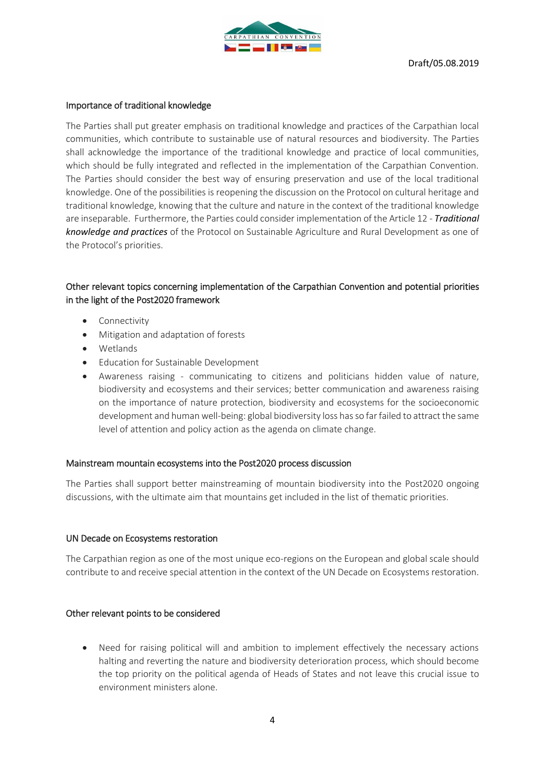### Importance of traditional knowledge

The Parties shall put greater emphasis on traditional knowledge and practices of the Carpathian local communities, which contribute to sustainable use of natural resources and biodiversity. The Parties shall acknowledge the importance of the traditional knowledge and practice of local communities, which should be fully integrated and reflected in the implementation of the Carpathian Convention. The Parties should consider the best way of ensuring preservation and use of the local traditional knowledge. One of the possibilities is reopening the discussion on the Protocol on cultural heritage and traditional knowledge, knowing that the culture and nature in the context of the traditional knowledge are inseparable. Furthermore, the Parties could consider implementation of the Article 12 - ***Traditional knowledge and practices*** of the Protocol on Sustainable Agriculture and Rural Development as one of the Protocol's priorities.

### Other relevant topics concerning implementation of the Carpathian Convention and potential priorities in the light of the Post2020 framework

- Connectivity
- Mitigation and adaptation of forests
- Wetlands
- Education for Sustainable Development
- Awareness raising - communicating to citizens and politicians hidden value of nature, biodiversity and ecosystems and their services; better communication and awareness raising on the importance of nature protection, biodiversity and ecosystems for the socioeconomic development and human well-being: global biodiversity loss has so far failed to attract the same level of attention and policy action as the agenda on climate change.

### Mainstream mountain ecosystems into the Post2020 process discussion

The Parties shall support better mainstreaming of mountain biodiversity into the Post2020 ongoing discussions, with the ultimate aim that mountains get included in the list of thematic priorities.

### UN Decade on Ecosystems restoration

The Carpathian region as one of the most unique eco-regions on the European and global scale should contribute to and receive special attention in the context of the UN Decade on Ecosystems restoration.

### Other relevant points to be considered

- Need for raising political will and ambition to implement effectively the necessary actions halting and reverting the nature and biodiversity deterioration process, which should become the top priority on the political agenda of Heads of States and not leave this crucial issue to environment ministers alone.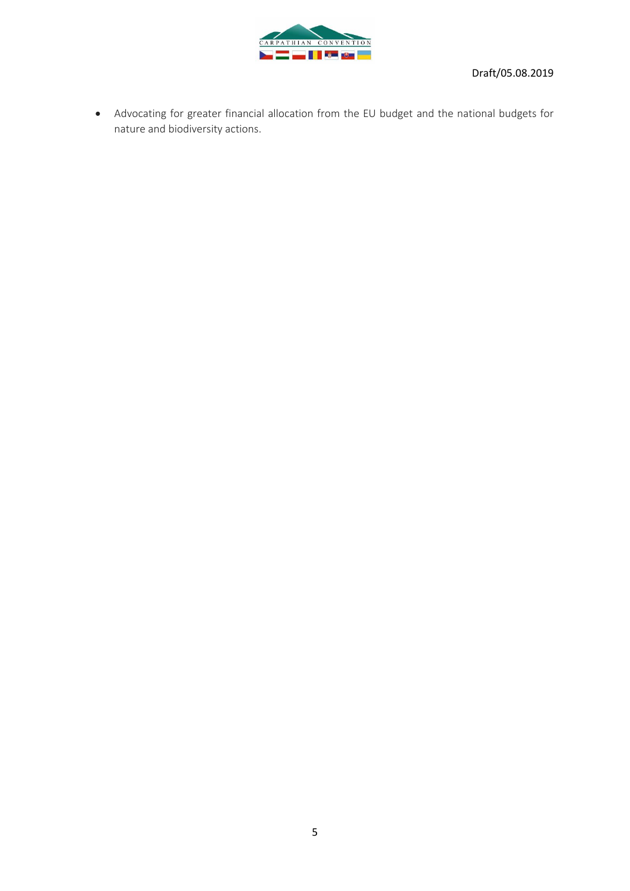- Advocating for greater financial allocation from the EU budget and the national budgets for nature and biodiversity actions.